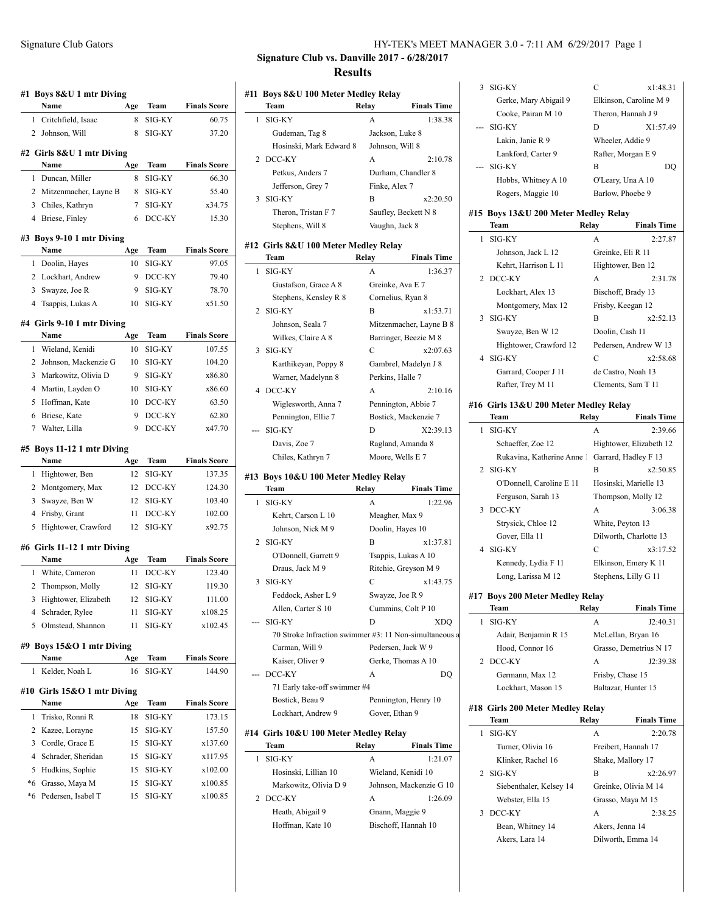## Signature Club vs. Danville 2017 - 6/28/2017

## Results

### #1 Boys 8&U 1 mtr Diving

| | Name | Age | Team | Finals Score |
|---|---|---|---|---|
| 1 | Critchfield, Isaac | 8 | SIG-KY | 60.75 |
| 2 | Johnson, Will | 8 | SIG-KY | 37.20 |

### #2 Girls 8&U 1 mtr Diving

| | Name | Age | Team | Finals Score |
|---|---|---|---|---|
| 1 | Duncan, Miller | 8 | SIG-KY | 66.30 |
| 2 | Mitzenmacher, Layne B | 8 | SIG-KY | 55.40 |
| 3 | Chiles, Kathryn | 7 | SIG-KY | x34.75 |
| 4 | Briese, Finley | 6 | DCC-KY | 15.30 |

### #3 Boys 9-10 1 mtr Diving

| | Name | Age | Team | Finals Score |
|---|---|---|---|---|
| 1 | Doolin, Hayes | 10 | SIG-KY | 97.05 |
| 2 | Lockhart, Andrew | 9 | DCC-KY | 79.40 |
| 3 | Swayze, Joe R | 9 | SIG-KY | 78.70 |
| 4 | Tsappis, Lukas A | 10 | SIG-KY | x51.50 |

### #4 Girls 9-10 1 mtr Diving

| | Name | Age | Team | Finals Score |
|---|---|---|---|---|
| 1 | Wieland, Kenidi | 10 | SIG-KY | 107.55 |
| 2 | Johnson, Mackenzie G | 10 | SIG-KY | 104.20 |
| 3 | Markowitz, Olivia D | 9 | SIG-KY | x86.80 |
| 4 | Martin, Layden O | 10 | SIG-KY | x86.60 |
| 5 | Hoffman, Kate | 10 | DCC-KY | 63.50 |
| 6 | Briese, Kate | 9 | DCC-KY | 62.80 |
| 7 | Walter, Lilla | 9 | DCC-KY | x47.70 |

### #5 Boys 11-12 1 mtr Diving

| | Name | Age | Team | Finals Score |
|---|---|---|---|---|
| 1 | Hightower, Ben | 12 | SIG-KY | 137.35 |
| 2 | Montgomery, Max | 12 | DCC-KY | 124.30 |
| 3 | Swayze, Ben W | 12 | SIG-KY | 103.40 |
| 4 | Frisby, Grant | 11 | DCC-KY | 102.00 |
| 5 | Hightower, Crawford | 12 | SIG-KY | x92.75 |

### #6 Girls 11-12 1 mtr Diving

| | Name | Age | Team | Finals Score |
|---|---|---|---|---|
| 1 | White, Cameron | 11 | DCC-KY | 123.40 |
| 2 | Thompson, Molly | 12 | SIG-KY | 119.30 |
| 3 | Hightower, Elizabeth | 12 | SIG-KY | 111.00 |
| 4 | Schrader, Rylee | 11 | SIG-KY | x108.25 |
| 5 | Olmstead, Shannon | 11 | SIG-KY | x102.45 |

### #9 Boys 15&O 1 mtr Diving

| | Name | Age | Team | Finals Score |
|---|---|---|---|---|
| 1 | Kelder, Noah L | 16 | SIG-KY | 144.90 |

### #10 Girls 15&O 1 mtr Diving

| | Name | Age | Team | Finals Score |
|---|---|---|---|---|
| 1 | Trisko, Ronni R | 18 | SIG-KY | 173.15 |
| 2 | Kazee, Lorayne | 15 | SIG-KY | 157.50 |
| 3 | Cordle, Grace E | 15 | SIG-KY | x137.60 |
| 4 | Schrader, Sheridan | 15 | SIG-KY | x117.95 |
| 5 | Hudkins, Sophie | 15 | SIG-KY | x102.00 |
| *6 | Grasso, Maya M | 15 | SIG-KY | x100.85 |
| *6 | Pedersen, Isabel T | 15 | SIG-KY | x100.85 |

### #11 Boys 8&U 100 Meter Medley Relay

| | Team | Relay | Finals Time |
|---|---|---|---|
| 1 | SIG-KY | A | 1:38.38 |
| | Gudeman, Tag 8 | Jackson, Luke 8 | |
| | Hosinski, Mark Edward 8 | Johnson, Will 8 | |
| 2 | DCC-KY | A | 2:10.78 |
| | Petkus, Anders 7 | Durham, Chandler 8 | |
| | Jefferson, Grey 7 | Finke, Alex 7 | |
| 3 | SIG-KY | B | x2:20.50 |
| | Theron, Tristan F 7 | Saufley, Beckett N 8 | |
| | Stephens, Will 8 | Vaughn, Jack 8 | |

### #12 Girls 8&U 100 Meter Medley Relay

| | Team | Relay | Finals Time |
|---|---|---|---|
| 1 | SIG-KY | A | 1:36.37 |
| | Gustafson, Grace A 8 | Greinke, Ava E 7 | |
| | Stephens, Kensley R 8 | Cornelius, Ryan 8 | |
| 2 | SIG-KY | B | x1:53.71 |
| | Johnson, Seala 7 | Mitzenmacher, Layne B 8 | |
| | Wilkes, Claire A 8 | Barringer, Beezie M 8 | |
| 3 | SIG-KY | C | x2:07.63 |
| | Karthikeyan, Poppy 8 | Gambrel, Madelyn J 8 | |
| | Warner, Madelynn 8 | Perkins, Halle 7 | |
| 4 | DCC-KY | A | 2:10.16 |
| | Wiglesworth, Anna 7 | Pennington, Abbie 7 | |
| | Pennington, Ellie 7 | Bostick, Mackenzie 7 | |
| --- | SIG-KY | D | X2:39.13 |
| | Davis, Zoe 7 | Ragland, Amanda 8 | |
| | Chiles, Kathryn 7 | Moore, Wells E 7 | |

### #13 Boys 10&U 100 Meter Medley Relay

| | Team | Relay | Finals Time |
|---|---|---|---|
| 1 | SIG-KY | A | 1:22.96 |
| | Kehrt, Carson L 10 | Meagher, Max 9 | |
| | Johnson, Nick M 9 | Doolin, Hayes 10 | |
| 2 | SIG-KY | B | x1:37.81 |
| | O'Donnell, Garrett 9 | Tsappis, Lukas A 10 | |
| | Draus, Jack M 9 | Ritchie, Greyson M 9 | |
| 3 | SIG-KY | C | x1:43.75 |
| | Feddock, Asher L 9 | Swayze, Joe R 9 | |
| | Allen, Carter S 10 | Cummins, Colt P 10 | |
| --- | SIG-KY | D | XDQ |
| | 70 Stroke Infraction swimmer #3: 11 Non-simultaneous a | | |
| | Carman, Will 9 | Pedersen, Jack W 9 | |
| | Kaiser, Oliver 9 | Gerke, Thomas A 10 | |
| --- | DCC-KY | A | DQ |
| | 71 Early take-off swimmer #4 | | |
| | Bostick, Beau 9 | Pennington, Henry 10 | |
| | Lockhart, Andrew 9 | Gover, Ethan 9 | |

### #14 Girls 10&U 100 Meter Medley Relay

| | Team | Relay | Finals Time |
|---|---|---|---|
| 1 | SIG-KY | A | 1:21.07 |
| | Hosinski, Lillian 10 | Wieland, Kenidi 10 | |
| | Markowitz, Olivia D 9 | Johnson, Mackenzie G 10 | |
| 2 | DCC-KY | A | 1:26.09 |
| | Heath, Abigail 9 | Gnann, Maggie 9 | |
| | Hoffman, Kate 10 | Bischoff, Hannah 10 | |
| 3 | SIG-KY | C | x1:48.31 |
| | Gerke, Mary Abigail 9 | Elkinson, Caroline M 9 | |
| | Cooke, Pairan M 10 | Theron, Hannah J 9 | |
| --- | SIG-KY | D | X1:57.49 |
| | Lakin, Janie R 9 | Wheeler, Addie 9 | |
| | Lankford, Carter 9 | Rafter, Morgan E 9 | |
| --- | SIG-KY | B | DQ |
| | Hobbs, Whitney A 10 | O'Leary, Una A 10 | |
| | Rogers, Maggie 10 | Barlow, Phoebe 9 | |

### #15 Boys 13&U 200 Meter Medley Relay

| | Team | Relay | Finals Time |
|---|---|---|---|
| 1 | SIG-KY | A | 2:27.87 |
| | Johnson, Jack L 12 | Greinke, Eli R 11 | |
| | Kehrt, Harrison L 11 | Hightower, Ben 12 | |
| 2 | DCC-KY | A | 2:31.78 |
| | Lockhart, Alex 13 | Bischoff, Brady 13 | |
| | Montgomery, Max 12 | Frisby, Keegan 12 | |
| 3 | SIG-KY | B | x2:52.13 |
| | Swayze, Ben W 12 | Doolin, Cash 11 | |
| | Hightower, Crawford 12 | Pedersen, Andrew W 13 | |
| 4 | SIG-KY | C | x2:58.68 |
| | Garrard, Cooper J 11 | de Castro, Noah 13 | |
| | Rafter, Trey M 11 | Clements, Sam T 11 | |

### #16 Girls 13&U 200 Meter Medley Relay

| | Team | Relay | Finals Time |
|---|---|---|---|
| 1 | SIG-KY | A | 2:39.66 |
| | Schaeffer, Zoe 12 | Hightower, Elizabeth 12 | |
| | Rukavina, Katherine Anne | Garrard, Hadley F 13 | |
| 2 | SIG-KY | B | x2:50.85 |
| | O'Donnell, Caroline E 11 | Hosinski, Marielle 13 | |
| | Ferguson, Sarah 13 | Thompson, Molly 12 | |
| 3 | DCC-KY | A | 3:06.38 |
| | Strysick, Chloe 12 | White, Peyton 13 | |
| | Gover, Ella 11 | Dilworth, Charlotte 13 | |
| 4 | SIG-KY | C | x3:17.52 |
| | Kennedy, Lydia F 11 | Elkinson, Emery K 11 | |
| | Long, Larissa M 12 | Stephens, Lilly G 11 | |

### #17 Boys 200 Meter Medley Relay

| | Team | Relay | Finals Time |
|---|---|---|---|
| 1 | SIG-KY | A | J2:40.31 |
| | Adair, Benjamin R 15 | McLellan, Bryan 16 | |
| | Hood, Connor 16 | Grasso, Demetrius N 17 | |
| 2 | DCC-KY | A | J2:39.38 |
| | Germann, Max 12 | Frisby, Chase 15 | |
| | Lockhart, Mason 15 | Baltazar, Hunter 15 | |

### #18 Girls 200 Meter Medley Relay

| | Team | Relay | Finals Time |
|---|---|---|---|
| 1 | SIG-KY | A | 2:20.78 |
| | Turner, Olivia 16 | Freibert, Hannah 17 | |
| | Klinker, Rachel 16 | Shake, Mallory 17 | |
| 2 | SIG-KY | B | x2:26.97 |
| | Siebenthaler, Kelsey 14 | Greinke, Olivia M 14 | |
| | Webster, Ella 15 | Grasso, Maya M 15 | |
| 3 | DCC-KY | A | 2:38.25 |
| | Bean, Whitney 14 | Akers, Jenna 14 | |
| | Akers, Lara 14 | Dilworth, Emma 14 | |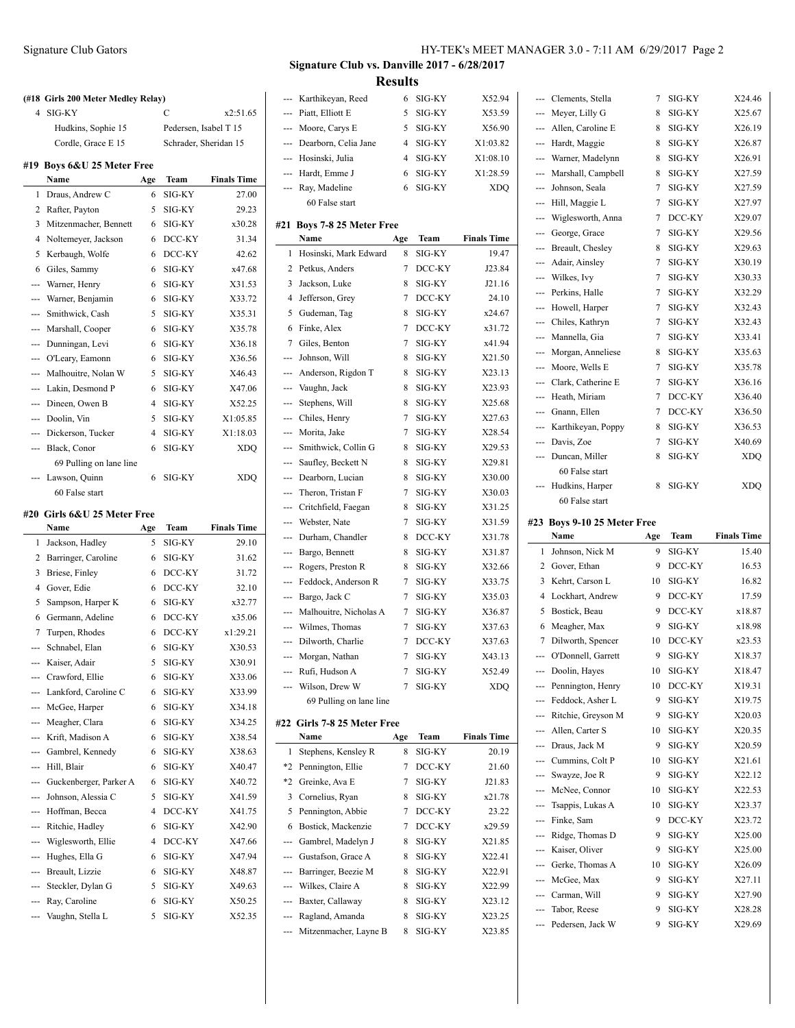**Signature Club vs. Danville 2017 - 6/28/2017**

**Results**

**(#18 Girls 200 Meter Medley Relay)**

| | | | |
|---|---|---|---|
| 4 | SIG-KY | C | x2:51.65 |
| | Hudkins, Sophie 15 | Pedersen, Isabel T 15 | |
| | Cordle, Grace E 15 | Schrader, Sheridan 15 | |

### #19 Boys 6&U 25 Meter Free

| | Name | Age | Team | Finals Time |
|---|---|---|---|---|
| 1 | Draus, Andrew C | 6 | SIG-KY | 27.00 |
| 2 | Rafter, Payton | 5 | SIG-KY | 29.23 |
| 3 | Mitzenmacher, Bennett | 6 | SIG-KY | x30.28 |
| 4 | Noltemeyer, Jackson | 6 | DCC-KY | 31.34 |
| 5 | Kerbaugh, Wolfe | 6 | DCC-KY | 42.62 |
| 6 | Giles, Sammy | 6 | SIG-KY | x47.68 |
| --- | Warner, Henry | 6 | SIG-KY | X31.53 |
| --- | Warner, Benjamin | 6 | SIG-KY | X33.72 |
| --- | Smithwick, Cash | 5 | SIG-KY | X35.31 |
| --- | Marshall, Cooper | 6 | SIG-KY | X35.78 |
| --- | Dunningan, Levi | 6 | SIG-KY | X36.18 |
| --- | O'Leary, Eamonn | 6 | SIG-KY | X36.56 |
| --- | Malhouitre, Nolan W | 5 | SIG-KY | X46.43 |
| --- | Lakin, Desmond P | 6 | SIG-KY | X47.06 |
| --- | Dineen, Owen B | 4 | SIG-KY | X52.25 |
| --- | Doolin, Vin | 5 | SIG-KY | X1:05.85 |
| --- | Dickerson, Tucker | 4 | SIG-KY | X1:18.03 |
| --- | Black, Conor | 6 | SIG-KY | XDQ |
| | 69 Pulling on lane line | | | |
| --- | Lawson, Quinn | 6 | SIG-KY | XDQ |
| | 60 False start | | | |

### #20 Girls 6&U 25 Meter Free

| | Name | Age | Team | Finals Time |
|---|---|---|---|---|
| 1 | Jackson, Hadley | 5 | SIG-KY | 29.10 |
| 2 | Barringer, Caroline | 6 | SIG-KY | 31.62 |
| 3 | Briese, Finley | 6 | DCC-KY | 31.72 |
| 4 | Gover, Edie | 6 | DCC-KY | 32.10 |
| 5 | Sampson, Harper K | 6 | SIG-KY | x32.77 |
| 6 | Germann, Adeline | 6 | DCC-KY | x35.06 |
| 7 | Turpen, Rhodes | 6 | DCC-KY | x1:29.21 |
| --- | Schnabel, Elan | 6 | SIG-KY | X30.53 |
| --- | Kaiser, Adair | 5 | SIG-KY | X30.91 |
| --- | Crawford, Ellie | 6 | SIG-KY | X33.06 |
| --- | Lankford, Caroline C | 6 | SIG-KY | X33.99 |
| --- | McGee, Harper | 6 | SIG-KY | X34.18 |
| --- | Meagher, Clara | 6 | SIG-KY | X34.25 |
| --- | Krift, Madison A | 6 | SIG-KY | X38.54 |
| --- | Gambrel, Kennedy | 6 | SIG-KY | X38.63 |
| --- | Hill, Blair | 6 | SIG-KY | X40.47 |
| --- | Guckenberger, Parker A | 6 | SIG-KY | X40.72 |
| --- | Johnson, Alessia C | 5 | SIG-KY | X41.59 |
| --- | Hoffman, Becca | 4 | DCC-KY | X41.75 |
| --- | Ritchie, Hadley | 6 | SIG-KY | X42.90 |
| --- | Wiglesworth, Ellie | 4 | DCC-KY | X47.66 |
| --- | Hughes, Ella G | 6 | SIG-KY | X47.94 |
| --- | Breault, Lizzie | 6 | SIG-KY | X48.87 |
| --- | Steckler, Dylan G | 5 | SIG-KY | X49.63 |
| --- | Ray, Caroline | 6 | SIG-KY | X50.25 |
| --- | Vaughn, Stella L | 5 | SIG-KY | X52.35 |
| --- | Karthikeyan, Reed | 6 | SIG-KY | X52.94 |
| --- | Piatt, Elliott E | 5 | SIG-KY | X53.59 |
| --- | Moore, Carys E | 5 | SIG-KY | X56.90 |
| --- | Dearborn, Celia Jane | 4 | SIG-KY | X1:03.82 |
| --- | Hosinski, Julia | 4 | SIG-KY | X1:08.10 |
| --- | Hardt, Emme J | 6 | SIG-KY | X1:28.59 |
| --- | Ray, Madeline | 6 | SIG-KY | XDQ |
| | 60 False start | | | |

### #21 Boys 7-8 25 Meter Free

| | Name | Age | Team | Finals Time |
|---|---|---|---|---|
| 1 | Hosinski, Mark Edward | 8 | SIG-KY | 19.47 |
| 2 | Petkus, Anders | 7 | DCC-KY | J23.84 |
| 3 | Jackson, Luke | 8 | SIG-KY | J21.16 |
| 4 | Jefferson, Grey | 7 | DCC-KY | 24.10 |
| 5 | Gudeman, Tag | 8 | SIG-KY | x24.67 |
| 6 | Finke, Alex | 7 | DCC-KY | x31.72 |
| 7 | Giles, Benton | 7 | SIG-KY | x41.94 |
| --- | Johnson, Will | 8 | SIG-KY | X21.50 |
| --- | Anderson, Rigdon T | 8 | SIG-KY | X23.13 |
| --- | Vaughn, Jack | 8 | SIG-KY | X23.93 |
| --- | Stephens, Will | 8 | SIG-KY | X25.68 |
| --- | Chiles, Henry | 7 | SIG-KY | X27.63 |
| --- | Morita, Jake | 7 | SIG-KY | X28.54 |
| --- | Smithwick, Collin G | 8 | SIG-KY | X29.53 |
| --- | Saufley, Beckett N | 8 | SIG-KY | X29.81 |
| --- | Dearborn, Lucian | 8 | SIG-KY | X30.00 |
| --- | Theron, Tristan F | 7 | SIG-KY | X30.03 |
| --- | Critchfield, Faegan | 8 | SIG-KY | X31.25 |
| --- | Webster, Nate | 7 | SIG-KY | X31.59 |
| --- | Durham, Chandler | 8 | DCC-KY | X31.78 |
| --- | Bargo, Bennett | 8 | SIG-KY | X31.87 |
| --- | Rogers, Preston R | 8 | SIG-KY | X32.66 |
| --- | Feddock, Jackson R | 7 | SIG-KY | X33.75 |
| --- | Bargo, Jack C | 7 | SIG-KY | X35.03 |
| --- | Malhouitre, Nicholas A | 7 | SIG-KY | X36.87 |
| --- | Wilmes, Thomas | 7 | SIG-KY | X37.63 |
| --- | Dilworth, Charlie | 7 | DCC-KY | X37.63 |
| --- | Morgan, Nathan | 7 | SIG-KY | X43.13 |
| --- | Rufi, Hudson A | 7 | SIG-KY | X52.49 |
| --- | Wilson, Drew W | 7 | SIG-KY | XDQ |
| | 69 Pulling on lane line | | | |

### #22 Girls 7-8 25 Meter Free

| | Name | Age | Team | Finals Time |
|---|---|---|---|---|
| 1 | Stephens, Kensley R | 8 | SIG-KY | 20.19 |
| *2 | Pennington, Ellie | 7 | DCC-KY | 21.60 |
| *2 | Greinke, Ava E | 7 | SIG-KY | J21.83 |
| 3 | Cornelius, Ryan | 8 | SIG-KY | x21.78 |
| 5 | Pennington, Abbie | 7 | DCC-KY | 23.22 |
| 6 | Bostick, Mackenzie | 7 | DCC-KY | x29.59 |
| --- | Gambrel, Madelyn J | 8 | SIG-KY | X21.85 |
| --- | Gustafson, Grace A | 8 | SIG-KY | X22.41 |
| --- | Barringer, Beezie M | 8 | SIG-KY | X22.91 |
| --- | Wilkes, Claire A | 8 | SIG-KY | X22.99 |
| --- | Baxter, Callaway | 8 | SIG-KY | X23.12 |
| --- | Ragland, Amanda | 8 | SIG-KY | X23.25 |
| --- | Mitzenmacher, Layne B | 8 | SIG-KY | X23.85 |
| --- | Clements, Stella | 7 | SIG-KY | X24.46 |
| --- | Meyer, Lilly G | 8 | SIG-KY | X25.67 |
| --- | Allen, Caroline E | 8 | SIG-KY | X26.19 |
| --- | Hardt, Maggie | 8 | SIG-KY | X26.87 |
| --- | Warner, Madelynn | 8 | SIG-KY | X26.91 |
| --- | Marshall, Campbell | 8 | SIG-KY | X27.59 |
| --- | Johnson, Seala | 7 | SIG-KY | X27.59 |
| --- | Hill, Maggie L | 7 | SIG-KY | X27.97 |
| --- | Wiglesworth, Anna | 7 | DCC-KY | X29.07 |
| --- | George, Grace | 7 | SIG-KY | X29.56 |
| --- | Breault, Chesley | 8 | SIG-KY | X29.63 |
| --- | Adair, Ainsley | 7 | SIG-KY | X30.19 |
| --- | Wilkes, Ivy | 7 | SIG-KY | X30.33 |
| --- | Perkins, Halle | 7 | SIG-KY | X32.29 |
| --- | Howell, Harper | 7 | SIG-KY | X32.43 |
| --- | Chiles, Kathryn | 7 | SIG-KY | X32.43 |
| --- | Mannella, Gia | 7 | SIG-KY | X33.41 |
| --- | Morgan, Anneliese | 8 | SIG-KY | X35.63 |
| --- | Moore, Wells E | 7 | SIG-KY | X35.78 |
| --- | Clark, Catherine E | 7 | SIG-KY | X36.16 |
| --- | Heath, Miriam | 7 | DCC-KY | X36.40 |
| --- | Gnann, Ellen | 7 | DCC-KY | X36.50 |
| --- | Karthikeyan, Poppy | 8 | SIG-KY | X36.53 |
| --- | Davis, Zoe | 7 | SIG-KY | X40.69 |
| --- | Duncan, Miller | 8 | SIG-KY | XDQ |
| | 60 False start | | | |
| --- | Hudkins, Harper | 8 | SIG-KY | XDQ |
| | 60 False start | | | |

### #23 Boys 9-10 25 Meter Free

| | Name | Age | Team | Finals Time |
|---|---|---|---|---|
| 1 | Johnson, Nick M | 9 | SIG-KY | 15.40 |
| 2 | Gover, Ethan | 9 | DCC-KY | 16.53 |
| 3 | Kehrt, Carson L | 10 | SIG-KY | 16.82 |
| 4 | Lockhart, Andrew | 9 | DCC-KY | 17.59 |
| 5 | Bostick, Beau | 9 | DCC-KY | x18.87 |
| 6 | Meagher, Max | 9 | SIG-KY | x18.98 |
| 7 | Dilworth, Spencer | 10 | DCC-KY | x23.53 |
| --- | O'Donnell, Garrett | 9 | SIG-KY | X18.37 |
| --- | Doolin, Hayes | 10 | SIG-KY | X18.47 |
| --- | Pennington, Henry | 10 | DCC-KY | X19.31 |
| --- | Feddock, Asher L | 9 | SIG-KY | X19.75 |
| --- | Ritchie, Greyson M | 9 | SIG-KY | X20.03 |
| --- | Allen, Carter S | 10 | SIG-KY | X20.35 |
| --- | Draus, Jack M | 9 | SIG-KY | X20.59 |
| --- | Cummins, Colt P | 10 | SIG-KY | X21.61 |
| --- | Swayze, Joe R | 9 | SIG-KY | X22.12 |
| --- | McNee, Connor | 10 | SIG-KY | X22.53 |
| --- | Tsappis, Lukas A | 10 | SIG-KY | X23.37 |
| --- | Finke, Sam | 9 | DCC-KY | X23.72 |
| --- | Ridge, Thomas D | 9 | SIG-KY | X25.00 |
| --- | Kaiser, Oliver | 9 | SIG-KY | X25.00 |
| --- | Gerke, Thomas A | 10 | SIG-KY | X26.09 |
| --- | McGee, Max | 9 | SIG-KY | X27.11 |
| --- | Carman, Will | 9 | SIG-KY | X27.90 |
| --- | Tabor, Reese | 9 | SIG-KY | X28.28 |
| --- | Pedersen, Jack W | 9 | SIG-KY | X29.69 |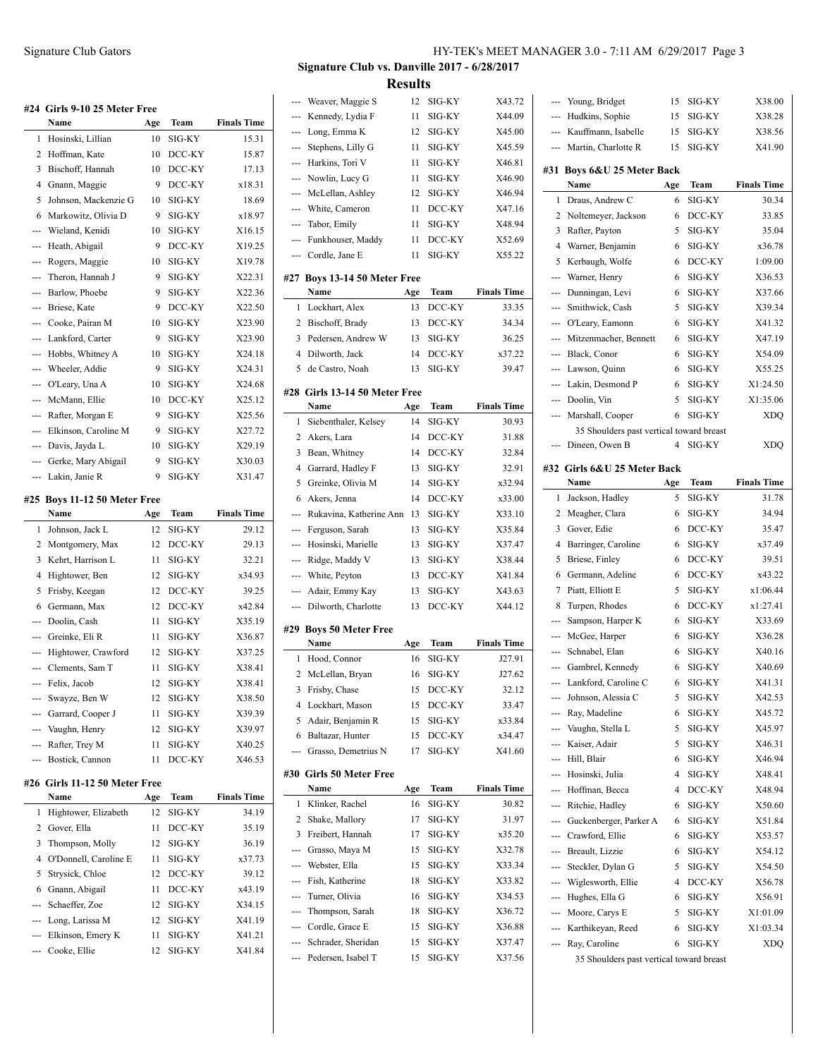## Signature Club vs. Danville 2017 - 6/28/2017

## Results

### #24 Girls 9-10 25 Meter Free

| | Name | Age | Team | Finals Time |
|---|---|---|---|---|
| 1 | Hosinski, Lillian | 10 | SIG-KY | 15.31 |
| 2 | Hoffman, Kate | 10 | DCC-KY | 15.87 |
| 3 | Bischoff, Hannah | 10 | DCC-KY | 17.13 |
| 4 | Gnann, Maggie | 9 | DCC-KY | x18.31 |
| 5 | Johnson, Mackenzie G | 10 | SIG-KY | 18.69 |
| 6 | Markowitz, Olivia D | 9 | SIG-KY | x18.97 |
| --- | Wieland, Kenidi | 10 | SIG-KY | X16.15 |
| --- | Heath, Abigail | 9 | DCC-KY | X19.25 |
| --- | Rogers, Maggie | 10 | SIG-KY | X19.78 |
| --- | Theron, Hannah J | 9 | SIG-KY | X22.31 |
| --- | Barlow, Phoebe | 9 | SIG-KY | X22.36 |
| --- | Briese, Kate | 9 | DCC-KY | X22.50 |
| --- | Cooke, Pairan M | 10 | SIG-KY | X23.90 |
| --- | Lankford, Carter | 9 | SIG-KY | X23.90 |
| --- | Hobbs, Whitney A | 10 | SIG-KY | X24.18 |
| --- | Wheeler, Addie | 9 | SIG-KY | X24.31 |
| --- | O'Leary, Una A | 10 | SIG-KY | X24.68 |
| --- | McMann, Ellie | 10 | DCC-KY | X25.12 |
| --- | Rafter, Morgan E | 9 | SIG-KY | X25.56 |
| --- | Elkinson, Caroline M | 9 | SIG-KY | X27.72 |
| --- | Davis, Jayda L | 10 | SIG-KY | X29.19 |
| --- | Gerke, Mary Abigail | 9 | SIG-KY | X30.03 |
| --- | Lakin, Janie R | 9 | SIG-KY | X31.47 |

### #25 Boys 11-12 50 Meter Free

| | Name | Age | Team | Finals Time |
|---|---|---|---|---|
| 1 | Johnson, Jack L | 12 | SIG-KY | 29.12 |
| 2 | Montgomery, Max | 12 | DCC-KY | 29.13 |
| 3 | Kehrt, Harrison L | 11 | SIG-KY | 32.21 |
| 4 | Hightower, Ben | 12 | SIG-KY | x34.93 |
| 5 | Frisby, Keegan | 12 | DCC-KY | 39.25 |
| 6 | Germann, Max | 12 | DCC-KY | x42.84 |
| --- | Doolin, Cash | 11 | SIG-KY | X35.19 |
| --- | Greinke, Eli R | 11 | SIG-KY | X36.87 |
| --- | Hightower, Crawford | 12 | SIG-KY | X37.25 |
| --- | Clements, Sam T | 11 | SIG-KY | X38.41 |
| --- | Felix, Jacob | 12 | SIG-KY | X38.41 |
| --- | Swayze, Ben W | 12 | SIG-KY | X38.50 |
| --- | Garrard, Cooper J | 11 | SIG-KY | X39.39 |
| --- | Vaughn, Henry | 12 | SIG-KY | X39.97 |
| --- | Rafter, Trey M | 11 | SIG-KY | X40.25 |
| --- | Bostick, Cannon | 11 | DCC-KY | X46.53 |

### #26 Girls 11-12 50 Meter Free

| | Name | Age | Team | Finals Time |
|---|---|---|---|---|
| 1 | Hightower, Elizabeth | 12 | SIG-KY | 34.19 |
| 2 | Gover, Ella | 11 | DCC-KY | 35.19 |
| 3 | Thompson, Molly | 12 | SIG-KY | 36.19 |
| 4 | O'Donnell, Caroline E | 11 | SIG-KY | x37.73 |
| 5 | Strysick, Chloe | 12 | DCC-KY | 39.12 |
| 6 | Gnann, Abigail | 11 | DCC-KY | x43.19 |
| --- | Schaeffer, Zoe | 12 | SIG-KY | X34.15 |
| --- | Long, Larissa M | 12 | SIG-KY | X41.19 |
| --- | Elkinson, Emery K | 11 | SIG-KY | X41.21 |
| --- | Cooke, Ellie | 12 | SIG-KY | X41.84 |
| --- | Weaver, Maggie S | 12 | SIG-KY | X43.72 |
| --- | Kennedy, Lydia F | 11 | SIG-KY | X44.09 |
| --- | Long, Emma K | 12 | SIG-KY | X45.00 |
| --- | Stephens, Lilly G | 11 | SIG-KY | X45.59 |
| --- | Harkins, Tori V | 11 | SIG-KY | X46.81 |
| --- | Nowlin, Lucy G | 11 | SIG-KY | X46.90 |
| --- | McLellan, Ashley | 12 | SIG-KY | X46.94 |
| --- | White, Cameron | 11 | DCC-KY | X47.16 |
| --- | Tabor, Emily | 11 | SIG-KY | X48.94 |
| --- | Funkhouser, Maddy | 11 | DCC-KY | X52.69 |
| --- | Cordle, Jane E | 11 | SIG-KY | X55.22 |

### #27 Boys 13-14 50 Meter Free

| | Name | Age | Team | Finals Time |
|---|---|---|---|---|
| 1 | Lockhart, Alex | 13 | DCC-KY | 33.35 |
| 2 | Bischoff, Brady | 13 | DCC-KY | 34.34 |
| 3 | Pedersen, Andrew W | 13 | SIG-KY | 36.25 |
| 4 | Dilworth, Jack | 14 | DCC-KY | x37.22 |
| 5 | de Castro, Noah | 13 | SIG-KY | 39.47 |

### #28 Girls 13-14 50 Meter Free

| | Name | Age | Team | Finals Time |
|---|---|---|---|---|
| 1 | Siebenthaler, Kelsey | 14 | SIG-KY | 30.93 |
| 2 | Akers, Lara | 14 | DCC-KY | 31.88 |
| 3 | Bean, Whitney | 14 | DCC-KY | 32.84 |
| 4 | Garrard, Hadley F | 13 | SIG-KY | 32.91 |
| 5 | Greinke, Olivia M | 14 | SIG-KY | x32.94 |
| 6 | Akers, Jenna | 14 | DCC-KY | x33.00 |
| --- | Rukavina, Katherine Ann | 13 | SIG-KY | X33.10 |
| --- | Ferguson, Sarah | 13 | SIG-KY | X35.84 |
| --- | Hosinski, Marielle | 13 | SIG-KY | X37.47 |
| --- | Ridge, Maddy V | 13 | SIG-KY | X38.44 |
| --- | White, Peyton | 13 | DCC-KY | X41.84 |
| --- | Adair, Emmy Kay | 13 | SIG-KY | X43.63 |
| --- | Dilworth, Charlotte | 13 | DCC-KY | X44.12 |

### #29 Boys 50 Meter Free

| | Name | Age | Team | Finals Time |
|---|---|---|---|---|
| 1 | Hood, Connor | 16 | SIG-KY | J27.91 |
| 2 | McLellan, Bryan | 16 | SIG-KY | J27.62 |
| 3 | Frisby, Chase | 15 | DCC-KY | 32.12 |
| 4 | Lockhart, Mason | 15 | DCC-KY | 33.47 |
| 5 | Adair, Benjamin R | 15 | SIG-KY | x33.84 |
| 6 | Baltazar, Hunter | 15 | DCC-KY | x34.47 |
| --- | Grasso, Demetrius N | 17 | SIG-KY | X41.60 |

### #30 Girls 50 Meter Free

| | Name | Age | Team | Finals Time |
|---|---|---|---|---|
| 1 | Klinker, Rachel | 16 | SIG-KY | 30.82 |
| 2 | Shake, Mallory | 17 | SIG-KY | 31.97 |
| 3 | Freibert, Hannah | 17 | SIG-KY | x35.20 |
| --- | Grasso, Maya M | 15 | SIG-KY | X32.78 |
| --- | Webster, Ella | 15 | SIG-KY | X33.34 |
| --- | Fish, Katherine | 18 | SIG-KY | X33.82 |
| --- | Turner, Olivia | 16 | SIG-KY | X34.53 |
| --- | Thompson, Sarah | 18 | SIG-KY | X36.72 |
| --- | Cordle, Grace E | 15 | SIG-KY | X36.88 |
| --- | Schrader, Sheridan | 15 | SIG-KY | X37.47 |
| --- | Pedersen, Isabel T | 15 | SIG-KY | X37.56 |
| --- | Young, Bridget | 15 | SIG-KY | X38.00 |
| --- | Hudkins, Sophie | 15 | SIG-KY | X38.28 |
| --- | Kauffmann, Isabelle | 15 | SIG-KY | X38.56 |
| --- | Martin, Charlotte R | 15 | SIG-KY | X41.90 |

### #31 Boys 6&U 25 Meter Back

| | Name | Age | Team | Finals Time |
|---|---|---|---|---|
| 1 | Draus, Andrew C | 6 | SIG-KY | 30.34 |
| 2 | Noltemeyer, Jackson | 6 | DCC-KY | 33.85 |
| 3 | Rafter, Payton | 5 | SIG-KY | 35.04 |
| 4 | Warner, Benjamin | 6 | SIG-KY | x36.78 |
| 5 | Kerbaugh, Wolfe | 6 | DCC-KY | 1:09.00 |
| --- | Warner, Henry | 6 | SIG-KY | X36.53 |
| --- | Dunningan, Levi | 6 | SIG-KY | X37.66 |
| --- | Smithwick, Cash | 5 | SIG-KY | X39.34 |
| --- | O'Leary, Eamonn | 6 | SIG-KY | X41.32 |
| --- | Mitzenmacher, Bennett | 6 | SIG-KY | X47.19 |
| --- | Black, Conor | 6 | SIG-KY | X54.09 |
| --- | Lawson, Quinn | 6 | SIG-KY | X55.25 |
| --- | Lakin, Desmond P | 6 | SIG-KY | X1:24.50 |
| --- | Doolin, Vin | 5 | SIG-KY | X1:35.06 |
| --- | Marshall, Cooper | 6 | SIG-KY | XDQ |
| | 35 Shoulders past vertical toward breast | | | |
| --- | Dineen, Owen B | 4 | SIG-KY | XDQ |

### #32 Girls 6&U 25 Meter Back

| | Name | Age | Team | Finals Time |
|---|---|---|---|---|
| 1 | Jackson, Hadley | 5 | SIG-KY | 31.78 |
| 2 | Meagher, Clara | 6 | SIG-KY | 34.94 |
| 3 | Gover, Edie | 6 | DCC-KY | 35.47 |
| 4 | Barringer, Caroline | 6 | SIG-KY | x37.49 |
| 5 | Briese, Finley | 6 | DCC-KY | 39.51 |
| 6 | Germann, Adeline | 6 | DCC-KY | x43.22 |
| 7 | Piatt, Elliott E | 5 | SIG-KY | x1:06.44 |
| 8 | Turpen, Rhodes | 6 | DCC-KY | x1:27.41 |
| --- | Sampson, Harper K | 6 | SIG-KY | X33.69 |
| --- | McGee, Harper | 6 | SIG-KY | X36.28 |
| --- | Schnabel, Elan | 6 | SIG-KY | X40.16 |
| --- | Gambrel, Kennedy | 6 | SIG-KY | X40.69 |
| --- | Lankford, Caroline C | 6 | SIG-KY | X41.31 |
| --- | Johnson, Alessia C | 5 | SIG-KY | X42.53 |
| --- | Ray, Madeline | 6 | SIG-KY | X45.72 |
| --- | Vaughn, Stella L | 5 | SIG-KY | X45.97 |
| --- | Kaiser, Adair | 5 | SIG-KY | X46.31 |
| --- | Hill, Blair | 6 | SIG-KY | X46.94 |
| --- | Hosinski, Julia | 4 | SIG-KY | X48.41 |
| --- | Hoffman, Becca | 4 | DCC-KY | X48.94 |
| --- | Ritchie, Hadley | 6 | SIG-KY | X50.60 |
| --- | Guckenberger, Parker A | 6 | SIG-KY | X51.84 |
| --- | Crawford, Ellie | 6 | SIG-KY | X53.57 |
| --- | Breault, Lizzie | 6 | SIG-KY | X54.12 |
| --- | Steckler, Dylan G | 5 | SIG-KY | X54.50 |
| --- | Wiglesworth, Ellie | 4 | DCC-KY | X56.78 |
| --- | Hughes, Ella G | 6 | SIG-KY | X56.91 |
| --- | Moore, Carys E | 5 | SIG-KY | X1:01.09 |
| --- | Karthikeyan, Reed | 6 | SIG-KY | X1:03.34 |
| --- | Ray, Caroline | 6 | SIG-KY | XDQ |
| | 35 Shoulders past vertical toward breast | | | |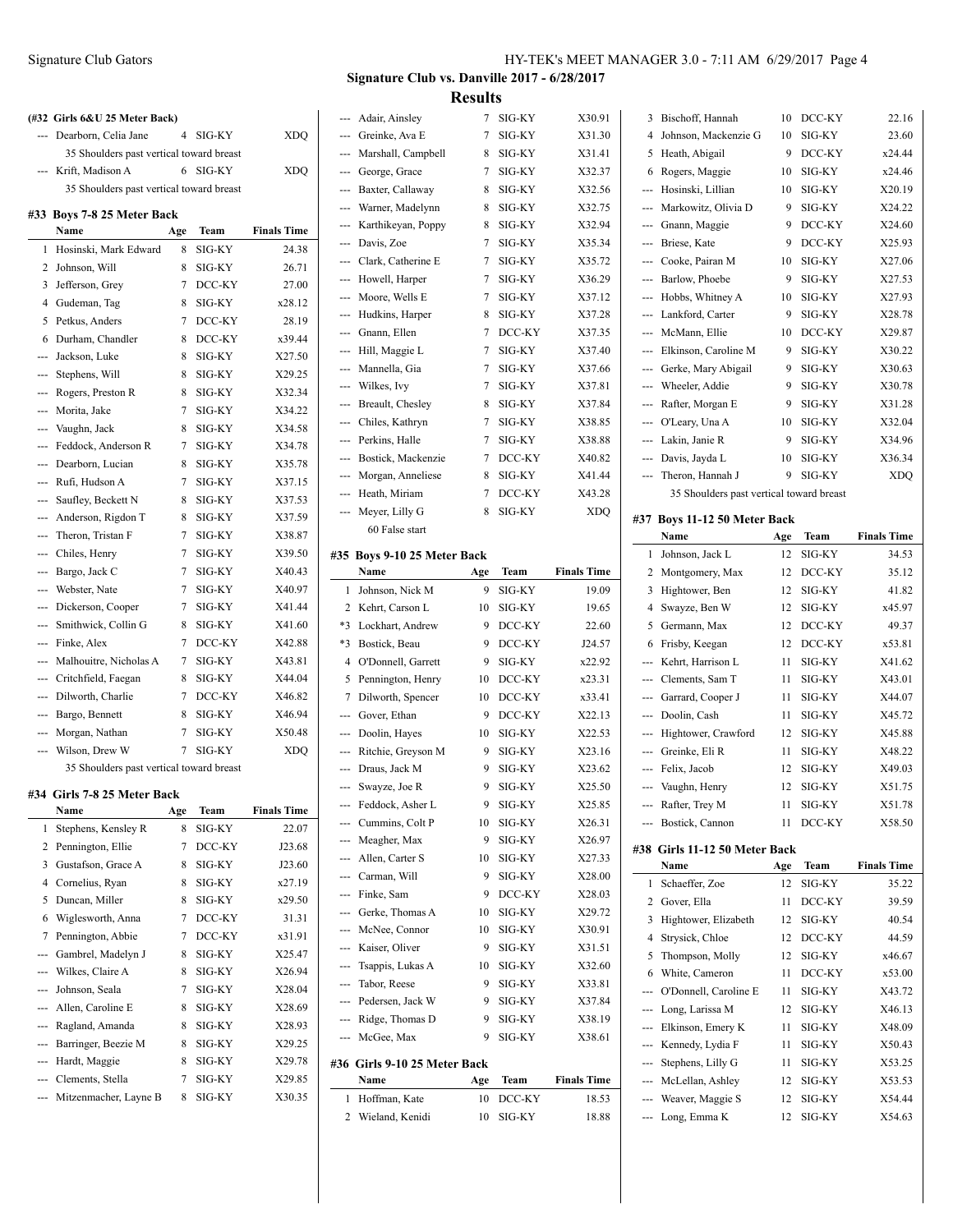## Signature Club vs. Danville 2017 - 6/28/2017

## Results

**(#32 Girls 6&U 25 Meter Back)**

| Name | Age | Team | Finals Time |
|---|---|---|---|
| --- Dearborn, Celia Jane | 4 | SIG-KY | XDQ |
| 35 Shoulders past vertical toward breast | | | |
| --- Krift, Madison A | 6 | SIG-KY | XDQ |
| 35 Shoulders past vertical toward breast | | | |

### #33 Boys 7-8 25 Meter Back

| | Name | Age | Team | Finals Time |
|---|---|---|---|---|
| 1 | Hosinski, Mark Edward | 8 | SIG-KY | 24.38 |
| 2 | Johnson, Will | 8 | SIG-KY | 26.71 |
| 3 | Jefferson, Grey | 7 | DCC-KY | 27.00 |
| 4 | Gudeman, Tag | 8 | SIG-KY | x28.12 |
| 5 | Petkus, Anders | 7 | DCC-KY | 28.19 |
| 6 | Durham, Chandler | 8 | DCC-KY | x39.44 |
| --- | Jackson, Luke | 8 | SIG-KY | X27.50 |
| --- | Stephens, Will | 8 | SIG-KY | X29.25 |
| --- | Rogers, Preston R | 8 | SIG-KY | X32.34 |
| --- | Morita, Jake | 7 | SIG-KY | X34.22 |
| --- | Vaughn, Jack | 8 | SIG-KY | X34.58 |
| --- | Feddock, Anderson R | 7 | SIG-KY | X34.78 |
| --- | Dearborn, Lucian | 8 | SIG-KY | X35.78 |
| --- | Rufi, Hudson A | 7 | SIG-KY | X37.15 |
| --- | Saufley, Beckett N | 8 | SIG-KY | X37.53 |
| --- | Anderson, Rigdon T | 8 | SIG-KY | X37.59 |
| --- | Theron, Tristan F | 7 | SIG-KY | X38.87 |
| --- | Chiles, Henry | 7 | SIG-KY | X39.50 |
| --- | Bargo, Jack C | 7 | SIG-KY | X40.43 |
| --- | Webster, Nate | 7 | SIG-KY | X40.97 |
| --- | Dickerson, Cooper | 7 | SIG-KY | X41.44 |
| --- | Smithwick, Collin G | 8 | SIG-KY | X41.60 |
| --- | Finke, Alex | 7 | DCC-KY | X42.88 |
| --- | Malhouitre, Nicholas A | 7 | SIG-KY | X43.81 |
| --- | Critchfield, Faegan | 8 | SIG-KY | X44.04 |
| --- | Dilworth, Charlie | 7 | DCC-KY | X46.82 |
| --- | Bargo, Bennett | 8 | SIG-KY | X46.94 |
| --- | Morgan, Nathan | 7 | SIG-KY | X50.48 |
| --- | Wilson, Drew W | 7 | SIG-KY | XDQ |
| | 35 Shoulders past vertical toward breast | | | |

### #34 Girls 7-8 25 Meter Back

| | Name | Age | Team | Finals Time |
|---|---|---|---|---|
| 1 | Stephens, Kensley R | 8 | SIG-KY | 22.07 |
| 2 | Pennington, Ellie | 7 | DCC-KY | J23.68 |
| 3 | Gustafson, Grace A | 8 | SIG-KY | J23.60 |
| 4 | Cornelius, Ryan | 8 | SIG-KY | x27.19 |
| 5 | Duncan, Mallor | 8 | SIG-KY | x29.50 |
| 6 | Wiglesworth, Anna | 7 | DCC-KY | 31.31 |
| 7 | Pennington, Abbie | 7 | DCC-KY | x31.91 |
| --- | Gambrel, Madelyn J | 8 | SIG-KY | X25.47 |
| --- | Wilkes, Claire A | 8 | SIG-KY | X26.94 |
| --- | Johnson, Seala | 7 | SIG-KY | X28.04 |
| --- | Allen, Caroline E | 8 | SIG-KY | X28.69 |
| --- | Ragland, Amanda | 8 | SIG-KY | X28.93 |
| --- | Barringer, Beezie M | 8 | SIG-KY | X29.25 |
| --- | Hardt, Maggie | 8 | SIG-KY | X29.78 |
| --- | Clements, Stella | 7 | SIG-KY | X29.85 |
| --- | Mitzenmacher, Layne B | 8 | SIG-KY | X30.35 |
| --- | Adair, Ainsley | 7 | SIG-KY | X30.91 |
| --- | Greinke, Ava E | 7 | SIG-KY | X31.30 |
| --- | Marshall, Campbell | 8 | SIG-KY | X31.41 |
| --- | George, Grace | 7 | SIG-KY | X32.37 |
| --- | Baxter, Callaway | 8 | SIG-KY | X32.56 |
| --- | Warner, Madelynn | 8 | SIG-KY | X32.75 |
| --- | Karthikeyan, Poppy | 8 | SIG-KY | X32.94 |
| --- | Davis, Zoe | 7 | SIG-KY | X35.34 |
| --- | Clark, Catherine E | 7 | SIG-KY | X35.72 |
| --- | Howell, Harper | 7 | SIG-KY | X36.29 |
| --- | Moore, Wells E | 7 | SIG-KY | X37.12 |
| --- | Hudkins, Harper | 8 | SIG-KY | X37.28 |
| --- | Gnann, Ellen | 7 | DCC-KY | X37.35 |
| --- | Hill, Maggie L | 7 | SIG-KY | X37.40 |
| --- | Mannella, Gia | 7 | SIG-KY | X37.66 |
| --- | Wilkes, Ivy | 7 | SIG-KY | X37.81 |
| --- | Breault, Chesley | 8 | SIG-KY | X37.84 |
| --- | Chiles, Kathryn | 7 | SIG-KY | X38.85 |
| --- | Perkins, Halle | 7 | SIG-KY | X38.88 |
| --- | Bostick, Mackenzie | 7 | DCC-KY | X40.82 |
| --- | Morgan, Anneliese | 8 | SIG-KY | X41.44 |
| --- | Heath, Miriam | 7 | DCC-KY | X43.28 |
| --- | Meyer, Lilly G | 8 | SIG-KY | XDQ |
| | 60 False start | | | |

### #35 Boys 9-10 25 Meter Back

| | Name | Age | Team | Finals Time |
|---|---|---|---|---|
| 1 | Johnson, Nick M | 9 | SIG-KY | 19.09 |
| 2 | Kehrt, Carson L | 10 | SIG-KY | 19.65 |
| *3 | Lockhart, Andrew | 9 | DCC-KY | 22.60 |
| *3 | Bostick, Beau | 9 | DCC-KY | J24.57 |
| 4 | O'Donnell, Garrett | 9 | SIG-KY | x22.92 |
| 5 | Pennington, Henry | 10 | DCC-KY | x23.31 |
| 7 | Dilworth, Spencer | 10 | DCC-KY | x33.41 |
| --- | Gover, Ethan | 9 | DCC-KY | X22.13 |
| --- | Doolin, Hayes | 10 | SIG-KY | X22.53 |
| --- | Ritchie, Greyson M | 9 | SIG-KY | X23.16 |
| --- | Draus, Jack M | 9 | SIG-KY | X23.62 |
| --- | Swayze, Joe R | 9 | SIG-KY | X25.50 |
| --- | Feddock, Asher L | 9 | SIG-KY | X25.85 |
| --- | Cummins, Colt P | 10 | SIG-KY | X26.31 |
| --- | Meagher, Max | 9 | SIG-KY | X26.97 |
| --- | Allen, Carter S | 10 | SIG-KY | X27.33 |
| --- | Carman, Will | 9 | SIG-KY | X28.00 |
| --- | Finke, Sam | 9 | DCC-KY | X28.03 |
| --- | Gerke, Thomas A | 10 | SIG-KY | X29.72 |
| --- | McNee, Connor | 10 | SIG-KY | X30.91 |
| --- | Kaiser, Oliver | 9 | SIG-KY | X31.51 |
| --- | Tsappis, Lukas A | 10 | SIG-KY | X32.60 |
| --- | Tabor, Reese | 9 | SIG-KY | X33.81 |
| --- | Pedersen, Jack W | 9 | SIG-KY | X37.84 |
| --- | Ridge, Thomas D | 9 | SIG-KY | X38.19 |
| --- | McGee, Max | 9 | SIG-KY | X38.61 |

### #36 Girls 9-10 25 Meter Back

| | Name | Age | Team | Finals Time |
|---|---|---|---|---|
| 1 | Hoffman, Kate | 10 | DCC-KY | 18.53 |
| 2 | Wieland, Kenidi | 10 | SIG-KY | 18.88 |
| 3 | Bischoff, Hannah | 10 | DCC-KY | 22.16 |
| 4 | Johnson, Mackenzie G | 10 | SIG-KY | 23.60 |
| 5 | Heath, Abigail | 9 | DCC-KY | x24.44 |
| 6 | Rogers, Maggie | 10 | SIG-KY | x24.46 |
| --- | Hosinski, Lillian | 10 | SIG-KY | X20.19 |
| --- | Markowitz, Olivia D | 9 | SIG-KY | X24.22 |
| --- | Gnann, Maggie | 9 | DCC-KY | X24.60 |
| --- | Briese, Kate | 9 | DCC-KY | X25.93 |
| --- | Cooke, Pairan M | 10 | SIG-KY | X27.06 |
| --- | Barlow, Phoebe | 9 | SIG-KY | X27.53 |
| --- | Hobbs, Whitney A | 10 | SIG-KY | X27.93 |
| --- | Lankford, Carter | 9 | SIG-KY | X28.78 |
| --- | McMann, Ellie | 10 | DCC-KY | X29.87 |
| --- | Elkinson, Caroline M | 9 | SIG-KY | X30.22 |
| --- | Gerke, Mary Abigail | 9 | SIG-KY | X30.63 |
| --- | Wheeler, Addie | 9 | SIG-KY | X30.78 |
| --- | Rafter, Morgan E | 9 | SIG-KY | X31.28 |
| --- | O'Leary, Una A | 10 | SIG-KY | X32.04 |
| --- | Lakin, Janie R | 9 | SIG-KY | X34.96 |
| --- | Davis, Jayda L | 10 | SIG-KY | X36.34 |
| --- | Theron, Hannah J | 9 | SIG-KY | XDQ |
| | 35 Shoulders past vertical toward breast | | | |

### #37 Boys 11-12 50 Meter Back

| | Name | Age | Team | Finals Time |
|---|---|---|---|---|
| 1 | Johnson, Jack L | 12 | SIG-KY | 34.53 |
| 2 | Montgomery, Max | 12 | DCC-KY | 35.12 |
| 3 | Hightower, Ben | 12 | SIG-KY | 41.82 |
| 4 | Swayze, Ben W | 12 | SIG-KY | x45.97 |
| 5 | Germann, Max | 12 | DCC-KY | 49.37 |
| 6 | Frisby, Keegan | 12 | DCC-KY | x53.81 |
| --- | Kehrt, Harrison L | 11 | SIG-KY | X41.62 |
| --- | Clements, Sam T | 11 | SIG-KY | X43.01 |
| --- | Garrard, Cooper J | 11 | SIG-KY | X44.07 |
| --- | Doolin, Cash | 11 | SIG-KY | X45.72 |
| --- | Hightower, Crawford | 12 | SIG-KY | X45.88 |
| --- | Greinke, Eli R | 11 | SIG-KY | X48.22 |
| --- | Felix, Jacob | 12 | SIG-KY | X49.03 |
| --- | Vaughn, Henry | 12 | SIG-KY | X51.75 |
| --- | Rafter, Trey M | 11 | SIG-KY | X51.78 |
| --- | Bostick, Cannon | 11 | DCC-KY | X58.50 |

### #38 Girls 11-12 50 Meter Back

| | Name | Age | Team | Finals Time |
|---|---|---|---|---|
| 1 | Schaeffer, Zoe | 12 | SIG-KY | 35.22 |
| 2 | Gover, Ella | 11 | DCC-KY | 39.59 |
| 3 | Hightower, Elizabeth | 12 | SIG-KY | 40.54 |
| 4 | Strysick, Chloe | 12 | DCC-KY | 44.59 |
| 5 | Thompson, Molly | 12 | SIG-KY | x46.67 |
| 6 | White, Cameron | 11 | DCC-KY | x53.00 |
| --- | O'Donnell, Caroline E | 11 | SIG-KY | X43.72 |
| --- | Long, Larissa M | 12 | SIG-KY | X46.13 |
| --- | Elkinson, Emery K | 11 | SIG-KY | X48.09 |
| --- | Kennedy, Lydia F | 11 | SIG-KY | X50.43 |
| --- | Stephens, Lilly G | 11 | SIG-KY | X53.25 |
| --- | McLellan, Ashley | 12 | SIG-KY | X53.53 |
| --- | Weaver, Maggie S | 12 | SIG-KY | X54.44 |
| --- | Long, Emma K | 12 | SIG-KY | X54.63 |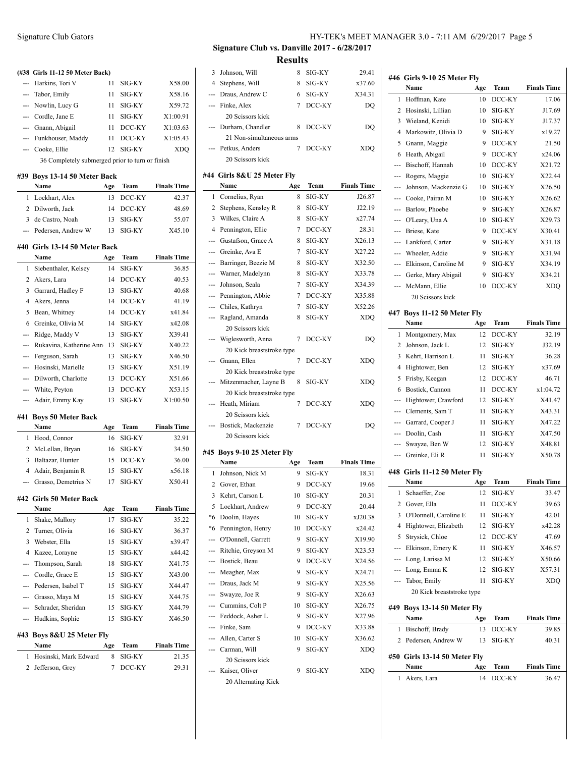## Signature Club vs. Danville 2017 - 6/28/2017

## Results

#### (#38 Girls 11-12 50 Meter Back)

| | Name | Age | Team | Finals Time |
|---|---|---|---|---|
| --- | Harkins, Tori V | 11 | SIG-KY | X58.00 |
| --- | Tabor, Emily | 11 | SIG-KY | X58.16 |
| --- | Nowlin, Lucy G | 11 | SIG-KY | X59.72 |
| --- | Cordle, Jane E | 11 | SIG-KY | X1:00.91 |
| --- | Gnann, Abigail | 11 | DCC-KY | X1:03.63 |
| --- | Funkhouser, Maddy | 11 | DCC-KY | X1:05.43 |
| --- | Cooke, Ellie | 12 | SIG-KY | XDQ |
| | 36 Completely submerged prior to turn or finish | | | |

#### #39 Boys 13-14 50 Meter Back

| | Name | Age | Team | Finals Time |
|---|---|---|---|---|
| 1 | Lockhart, Alex | 13 | DCC-KY | 42.37 |
| 2 | Dilworth, Jack | 14 | DCC-KY | 48.69 |
| 3 | de Castro, Noah | 13 | SIG-KY | 55.07 |
| --- | Pedersen, Andrew W | 13 | SIG-KY | X45.10 |

#### #40 Girls 13-14 50 Meter Back

| | Name | Age | Team | Finals Time |
|---|---|---|---|---|
| 1 | Siebenthaler, Kelsey | 14 | SIG-KY | 36.85 |
| 2 | Akers, Lara | 14 | DCC-KY | 40.53 |
| 3 | Garrard, Hadley F | 13 | SIG-KY | 40.68 |
| 4 | Akers, Jenna | 14 | DCC-KY | 41.19 |
| 5 | Bean, Whitney | 14 | DCC-KY | x41.84 |
| 6 | Greinke, Olivia M | 14 | SIG-KY | x42.08 |
| --- | Ridge, Maddy V | 13 | SIG-KY | X39.41 |
| --- | Rukavina, Katherine Ann | 13 | SIG-KY | X40.22 |
| --- | Ferguson, Sarah | 13 | SIG-KY | X46.50 |
| --- | Hosinski, Marielle | 13 | SIG-KY | X51.19 |
| --- | Dilworth, Charlotte | 13 | DCC-KY | X51.66 |
| --- | White, Peyton | 13 | DCC-KY | X53.15 |
| --- | Adair, Emmy Kay | 13 | SIG-KY | X1:00.50 |

#### #41 Boys 50 Meter Back

| | Name | Age | Team | Finals Time |
|---|---|---|---|---|
| 1 | Hood, Connor | 16 | SIG-KY | 32.91 |
| 2 | McLellan, Bryan | 16 | SIG-KY | 34.50 |
| 3 | Baltazar, Hunter | 15 | DCC-KY | 36.00 |
| 4 | Adair, Benjamin R | 15 | SIG-KY | x56.18 |
| --- | Grasso, Demetrius N | 17 | SIG-KY | X50.41 |

#### #42 Girls 50 Meter Back

| | Name | Age | Team | Finals Time |
|---|---|---|---|---|
| 1 | Shake, Mallory | 17 | SIG-KY | 35.22 |
| 2 | Turner, Olivia | 16 | SIG-KY | 36.37 |
| 3 | Webster, Ella | 15 | SIG-KY | x39.47 |
| 4 | Kazee, Lorayne | 15 | SIG-KY | x44.42 |
| --- | Thompson, Sarah | 18 | SIG-KY | X41.75 |
| --- | Cordle, Grace E | 15 | SIG-KY | X43.00 |
| --- | Pedersen, Isabel T | 15 | SIG-KY | X44.47 |
| --- | Grasso, Maya M | 15 | SIG-KY | X44.75 |
| --- | Schrader, Sheridan | 15 | SIG-KY | X44.79 |
| --- | Hudkins, Sophie | 15 | SIG-KY | X46.50 |

#### #43 Boys 8&U 25 Meter Fly

| | Name | Age | Team | Finals Time |
|---|---|---|---|---|
| 1 | Hosinski, Mark Edward | 8 | SIG-KY | 21.35 |
| 2 | Jefferson, Grey | 7 | DCC-KY | 29.31 |
| 3 | Johnson, Will | 8 | SIG-KY | 29.41 |
| 4 | Stephens, Will | 8 | SIG-KY | x37.60 |
| --- | Draus, Andrew C | 6 | SIG-KY | X34.31 |
| --- | Finke, Alex | 7 | DCC-KY | DQ |
| | 20 Scissors kick | | | |
| --- | Durham, Chandler | 8 | DCC-KY | DQ |
| | 21 Non-simultaneous arms | | | |
| --- | Petkus, Anders | 7 | DCC-KY | XDQ |
| | 20 Scissors kick | | | |

#### #44 Girls 8&U 25 Meter Fly

| | Name | Age | Team | Finals Time |
|---|---|---|---|---|
| 1 | Cornelius, Ryan | 8 | SIG-KY | J26.87 |
| 2 | Stephens, Kensley R | 8 | SIG-KY | J22.19 |
| 3 | Wilkes, Claire A | 8 | SIG-KY | x27.74 |
| 4 | Pennington, Ellie | 7 | DCC-KY | 28.31 |
| --- | Gustafson, Grace A | 8 | SIG-KY | X26.13 |
| --- | Greinke, Ava E | 7 | SIG-KY | X27.22 |
| --- | Barringer, Beezie M | 8 | SIG-KY | X32.50 |
| --- | Warner, Madelynn | 8 | SIG-KY | X33.78 |
| --- | Johnson, Seala | 7 | SIG-KY | X34.39 |
| --- | Pennington, Abbie | 7 | DCC-KY | X35.88 |
| --- | Chiles, Kathryn | 7 | SIG-KY | X52.26 |
| --- | Ragland, Amanda | 8 | SIG-KY | XDQ |
| | 20 Scissors kick | | | |
| --- | Wiglesworth, Anna | 7 | DCC-KY | DQ |
| | 20 Kick breaststroke type | | | |
| --- | Gnann, Ellen | 7 | DCC-KY | XDQ |
| | 20 Kick breaststroke type | | | |
| --- | Mitzenmacher, Layne B | 8 | SIG-KY | XDQ |
| | 20 Kick breaststroke type | | | |
| --- | Heath, Miriam | 7 | DCC-KY | XDQ |
| | 20 Scissors kick | | | |
| --- | Bostick, Mackenzie | 7 | DCC-KY | DQ |
| | 20 Scissors kick | | | |

#### #45 Boys 9-10 25 Meter Fly

| | Name | Age | Team | Finals Time |
|---|---|---|---|---|
| 1 | Johnson, Nick M | 9 | SIG-KY | 18.31 |
| 2 | Gover, Ethan | 9 | DCC-KY | 19.66 |
| 3 | Kehrt, Carson L | 10 | SIG-KY | 20.31 |
| 5 | Lockhart, Andrew | 9 | DCC-KY | 20.44 |
| *6 | Doolin, Hayes | 10 | SIG-KY | xJ20.38 |
| *6 | Pennington, Henry | 10 | DCC-KY | x24.42 |
| --- | O'Donnell, Garrett | 9 | SIG-KY | X19.90 |
| --- | Ritchie, Greyson M | 9 | SIG-KY | X23.53 |
| --- | Bostick, Beau | 9 | DCC-KY | X24.56 |
| --- | Meagher, Max | 9 | SIG-KY | X24.71 |
| --- | Draus, Jack M | 9 | SIG-KY | X25.56 |
| --- | Swayze, Joe R | 9 | SIG-KY | X26.63 |
| --- | Cummins, Colt P | 10 | SIG-KY | X26.75 |
| --- | Feddock, Asher L | 9 | SIG-KY | X27.96 |
| --- | Finke, Sam | 9 | DCC-KY | X33.88 |
| --- | Allen, Carter S | 10 | SIG-KY | X36.62 |
| --- | Carman, Will | 9 | SIG-KY | XDQ |
| | 20 Scissors kick | | | |
| --- | Kaiser, Oliver | 9 | SIG-KY | XDQ |
| | 20 Alternating Kick | | | |

#### #46 Girls 9-10 25 Meter Fly

| | Name | Age | Team | Finals Time |
|---|---|---|---|---|
| 1 | Hoffman, Kate | 10 | DCC-KY | 17.06 |
| 2 | Hosinski, Lillian | 10 | SIG-KY | J17.69 |
| 3 | Wieland, Kenidi | 10 | SIG-KY | J17.37 |
| 4 | Markowitz, Olivia D | 9 | SIG-KY | x19.27 |
| 5 | Gnann, Maggie | 9 | DCC-KY | 21.50 |
| 6 | Heath, Abigail | 9 | DCC-KY | x24.06 |
| --- | Bischoff, Hannah | 10 | DCC-KY | X21.72 |
| --- | Rogers, Maggie | 10 | SIG-KY | X22.44 |
| --- | Johnson, Mackenzie G | 10 | SIG-KY | X26.50 |
| --- | Cooke, Pairan M | 10 | SIG-KY | X26.62 |
| --- | Barlow, Phoebe | 9 | SIG-KY | X26.87 |
| --- | O'Leary, Una A | 10 | SIG-KY | X29.73 |
| --- | Briese, Kate | 9 | DCC-KY | X30.41 |
| --- | Lankford, Carter | 9 | SIG-KY | X31.18 |
| --- | Wheeler, Addie | 9 | SIG-KY | X31.94 |
| --- | Elkinson, Caroline M | 9 | SIG-KY | X34.19 |
| --- | Gerke, Mary Abigail | 9 | SIG-KY | X34.21 |
| --- | McMann, Ellie | 10 | DCC-KY | XDQ |
| | 20 Scissors kick | | | |

#### #47 Boys 11-12 50 Meter Fly

| | Name | Age | Team | Finals Time |
|---|---|---|---|---|
| 1 | Montgomery, Max | 12 | DCC-KY | 32.19 |
| 2 | Johnson, Jack L | 12 | SIG-KY | J32.19 |
| 3 | Kehrt, Harrison L | 11 | SIG-KY | 36.28 |
| 4 | Hightower, Ben | 12 | SIG-KY | x37.69 |
| 5 | Frisby, Keegan | 12 | DCC-KY | 46.71 |
| 6 | Bostick, Cannon | 11 | DCC-KY | x1:04.72 |
| --- | Hightower, Crawford | 12 | SIG-KY | X41.47 |
| --- | Clements, Sam T | 11 | SIG-KY | X43.31 |
| --- | Garrard, Cooper J | 11 | SIG-KY | X47.22 |
| --- | Doolin, Cash | 11 | SIG-KY | X47.50 |
| --- | Swayze, Ben W | 12 | SIG-KY | X48.81 |
| --- | Greinke, Eli R | 11 | SIG-KY | X50.78 |

#### #48 Girls 11-12 50 Meter Fly

| | Name | Age | Team | Finals Time |
|---|---|---|---|---|
| 1 | Schaeffer, Zoe | 12 | SIG-KY | 33.47 |
| 2 | Gover, Ella | 11 | DCC-KY | 39.63 |
| 3 | O'Donnell, Caroline E | 11 | SIG-KY | 42.01 |
| 4 | Hightower, Elizabeth | 12 | SIG-KY | x42.28 |
| 5 | Strysick, Chloe | 12 | DCC-KY | 47.69 |
| --- | Elkinson, Emery K | 11 | SIG-KY | X46.57 |
| --- | Long, Larissa M | 12 | SIG-KY | X50.66 |
| --- | Long, Emma K | 12 | SIG-KY | X57.31 |
| --- | Tabor, Emily | 11 | SIG-KY | XDQ |
| | 20 Kick breaststroke type | | | |

#### #49 Boys 13-14 50 Meter Fly

| | Name | Age | Team | Finals Time |
|---|---|---|---|---|
| 1 | Bischoff, Brady | 13 | DCC-KY | 39.85 |
| 2 | Pedersen, Andrew W | 13 | SIG-KY | 40.31 |

#### #50 Girls 13-14 50 Meter Fly

| | Name | Age | Team | Finals Time |
|---|---|---|---|---|
| 1 | Akers, Lara | 14 | DCC-KY | 36.47 |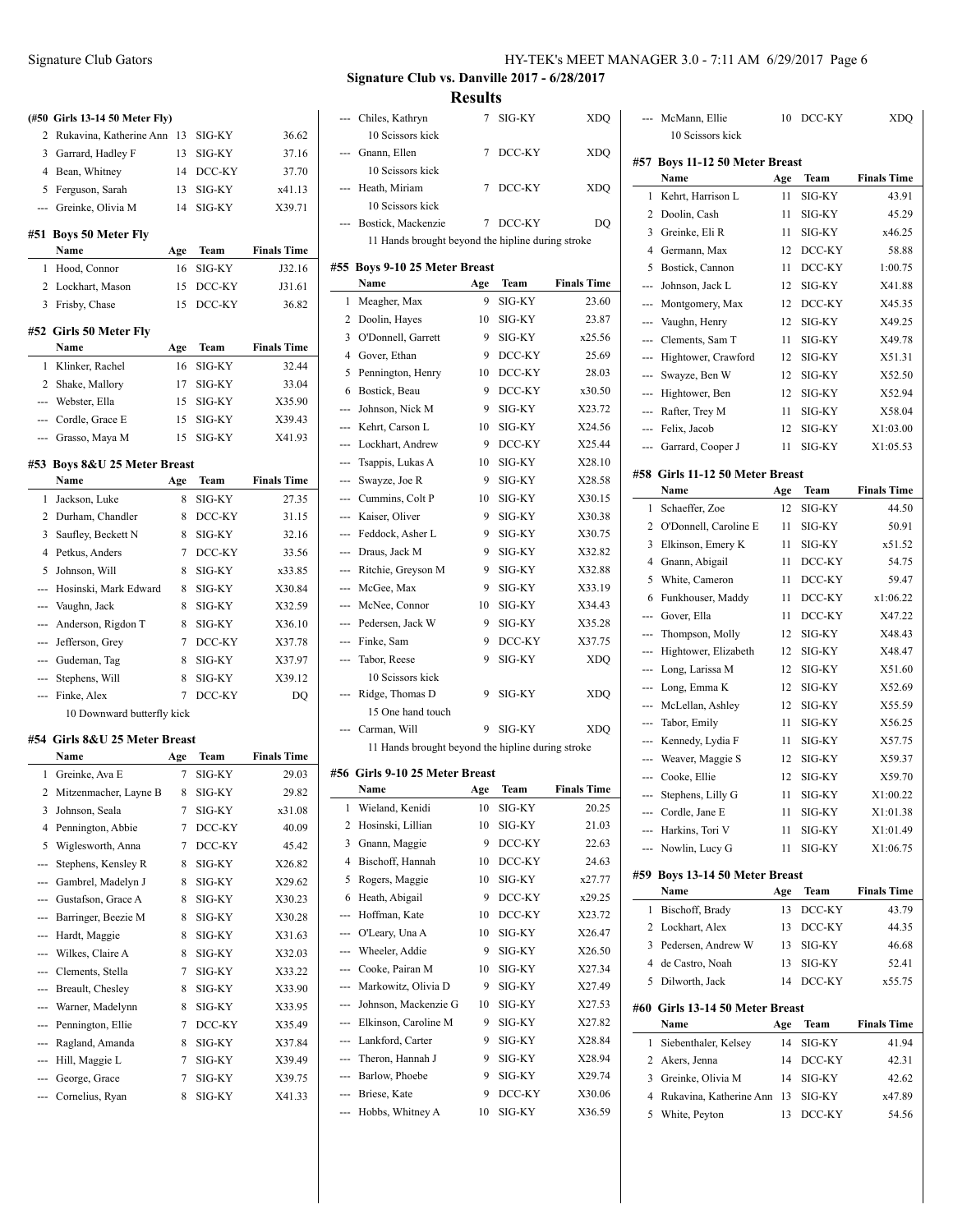**Signature Club vs. Danville 2017 - 6/28/2017**

## Results

### (#50 Girls 13-14 50 Meter Fly)

| | Name | Age | Team | Finals Time |
|---|---|---|---|---|
| 2 | Rukavina, Katherine Ann | 13 | SIG-KY | 36.62 |
| 3 | Garrard, Hadley F | 13 | SIG-KY | 37.16 |
| 4 | Bean, Whitney | 14 | DCC-KY | 37.70 |
| 5 | Ferguson, Sarah | 13 | SIG-KY | x41.13 |
| --- | Greinke, Olivia M | 14 | SIG-KY | X39.71 |

### #51 Boys 50 Meter Fly

| | Name | Age | Team | Finals Time |
|---|---|---|---|---|
| 1 | Hood, Connor | 16 | SIG-KY | J32.16 |
| 2 | Lockhart, Mason | 15 | DCC-KY | J31.61 |
| 3 | Frisby, Chase | 15 | DCC-KY | 36.82 |

### #52 Girls 50 Meter Fly

| | Name | Age | Team | Finals Time |
|---|---|---|---|---|
| 1 | Klinker, Rachel | 16 | SIG-KY | 32.44 |
| 2 | Shake, Mallory | 17 | SIG-KY | 33.04 |
| --- | Webster, Ella | 15 | SIG-KY | X35.90 |
| --- | Cordle, Grace E | 15 | SIG-KY | X39.43 |
| --- | Grasso, Maya M | 15 | SIG-KY | X41.93 |

### #53 Boys 8&U 25 Meter Breast

| | Name | Age | Team | Finals Time |
|---|---|---|---|---|
| 1 | Jackson, Luke | 8 | SIG-KY | 27.35 |
| 2 | Durham, Chandler | 8 | DCC-KY | 31.15 |
| 3 | Saufley, Beckett N | 8 | SIG-KY | 32.16 |
| 4 | Petkus, Anders | 7 | DCC-KY | 33.56 |
| 5 | Johnson, Will | 8 | SIG-KY | x33.85 |
| --- | Hosinski, Mark Edward | 8 | SIG-KY | X30.84 |
| --- | Vaughn, Jack | 8 | SIG-KY | X32.59 |
| --- | Anderson, Rigdon T | 8 | SIG-KY | X36.10 |
| --- | Jefferson, Grey | 7 | DCC-KY | X37.78 |
| --- | Gudeman, Tag | 8 | SIG-KY | X37.97 |
| --- | Stephens, Will | 8 | SIG-KY | X39.12 |
| --- | Finke, Alex | 7 | DCC-KY | DQ |
| | 10 Downward butterfly kick | | | |

### #54 Girls 8&U 25 Meter Breast

| | Name | Age | Team | Finals Time |
|---|---|---|---|---|
| 1 | Greinke, Ava E | 7 | SIG-KY | 29.03 |
| 2 | Mitzenmacher, Layne B | 8 | SIG-KY | 29.82 |
| 3 | Johnson, Seala | 7 | SIG-KY | x31.08 |
| 4 | Pennington, Abbie | 7 | DCC-KY | 40.09 |
| 5 | Wiglesworth, Anna | 7 | DCC-KY | 45.42 |
| --- | Stephens, Kensley R | 8 | SIG-KY | X26.82 |
| --- | Gambrel, Madelyn J | 8 | SIG-KY | X29.62 |
| --- | Gustafson, Grace A | 8 | SIG-KY | X30.23 |
| --- | Barringer, Beezie M | 8 | SIG-KY | X30.28 |
| --- | Hardt, Maggie | 8 | SIG-KY | X31.63 |
| --- | Wilkes, Claire A | 8 | SIG-KY | X32.03 |
| --- | Clements, Stella | 7 | SIG-KY | X33.22 |
| --- | Breault, Chesley | 8 | SIG-KY | X33.90 |
| --- | Warner, Madelynn | 8 | SIG-KY | X33.95 |
| --- | Pennington, Ellie | 7 | DCC-KY | X35.49 |
| --- | Ragland, Amanda | 8 | SIG-KY | X37.84 |
| --- | Hill, Maggie L | 7 | SIG-KY | X39.49 |
| --- | George, Grace | 7 | SIG-KY | X39.75 |
| --- | Cornelius, Ryan | 8 | SIG-KY | X41.33 |
| --- | Chiles, Kathryn | 7 | SIG-KY | XDQ |
| | 10 Scissors kick | | | |
| --- | Gnann, Ellen | 7 | DCC-KY | XDQ |
| | 10 Scissors kick | | | |
| --- | Heath, Miriam | 7 | DCC-KY | XDQ |
| | 10 Scissors kick | | | |
| --- | Bostick, Mackenzie | 7 | DCC-KY | DQ |
| | 11 Hands brought beyond the hipline during stroke | | | |

### #55 Boys 9-10 25 Meter Breast

| | Name | Age | Team | Finals Time |
|---|---|---|---|---|
| 1 | Meagher, Max | 9 | SIG-KY | 23.60 |
| 2 | Doolin, Hayes | 10 | SIG-KY | 23.87 |
| 3 | O'Donnell, Garrett | 9 | SIG-KY | x25.56 |
| 4 | Gover, Ethan | 9 | DCC-KY | 25.69 |
| 5 | Pennington, Henry | 10 | DCC-KY | 28.03 |
| 6 | Bostick, Beau | 9 | DCC-KY | x30.50 |
| --- | Johnson, Nick M | 9 | SIG-KY | X23.72 |
| --- | Kehrt, Carson L | 10 | SIG-KY | X24.56 |
| --- | Lockhart, Andrew | 9 | DCC-KY | X25.44 |
| --- | Tsappis, Lukas A | 10 | SIG-KY | X28.10 |
| --- | Swayze, Joe R | 9 | SIG-KY | X28.58 |
| --- | Cummins, Colt P | 10 | SIG-KY | X30.15 |
| --- | Kaiser, Oliver | 9 | SIG-KY | X30.38 |
| --- | Feddock, Jackson L | 9 | SIG-KY | X30.75 |
| --- | Draus, Jack M | 9 | SIG-KY | X32.82 |
| --- | Ritchie, Greyson M | 9 | SIG-KY | X32.88 |
| --- | McGee, Max | 9 | SIG-KY | X33.19 |
| --- | McNee, Connor | 10 | SIG-KY | X34.43 |
| --- | Pedersen, Jack W | 9 | SIG-KY | X35.28 |
| --- | Finke, Sam | 9 | DCC-KY | X37.75 |
| --- | Tabor, Reese | 9 | SIG-KY | XDQ |
| | 10 Scissors kick | | | |
| --- | Ridge, Thomas D | 9 | SIG-KY | XDQ |
| | 15 One hand touch | | | |
| --- | Carman, Will | 9 | SIG-KY | XDQ |
| | 11 Hands brought beyond the hipline during stroke | | | |

### #56 Girls 9-10 25 Meter Breast

| | Name | Age | Team | Finals Time |
|---|---|---|---|---|
| 1 | Wieland, Kenidi | 10 | SIG-KY | 20.25 |
| 2 | Hosinski, Lillian | 10 | SIG-KY | 21.03 |
| 3 | Gnann, Maggie | 9 | DCC-KY | 22.63 |
| 4 | Bischoff, Hannah | 10 | DCC-KY | 24.63 |
| 5 | Rogers, Maggie | 10 | SIG-KY | x27.77 |
| 6 | Heath, Abigail | 9 | DCC-KY | x29.25 |
| --- | Hoffman, Kate | 10 | DCC-KY | X23.72 |
| --- | O'Leary, Una A | 10 | SIG-KY | X26.47 |
| --- | Wheeler, Addie | 9 | SIG-KY | X26.50 |
| --- | Cooke, Pairan M | 10 | SIG-KY | X27.34 |
| --- | Markowitz, Olivia D | 9 | SIG-KY | X27.49 |
| --- | Johnson, Mackenzie G | 10 | SIG-KY | X27.53 |
| --- | Elkinson, Caroline M | 9 | SIG-KY | X27.82 |
| --- | Lankford, Carter | 9 | SIG-KY | X28.84 |
| --- | Theron, Hannah J | 9 | SIG-KY | X28.94 |
| --- | Barlow, Phoebe | 9 | SIG-KY | X29.74 |
| --- | Briese, Kate | 9 | DCC-KY | X30.06 |
| --- | Hobbs, Whitney A | 10 | SIG-KY | X36.59 |
| --- | McMann, Ellie | 10 | DCC-KY | XDQ |
| | 10 Scissors kick | | | |

### #57 Boys 11-12 50 Meter Breast

| | Name | Age | Team | Finals Time |
|---|---|---|---|---|
| 1 | Kehrt, Harrison L | 11 | SIG-KY | 43.91 |
| 2 | Doolin, Cash | 11 | SIG-KY | 45.29 |
| 3 | Greinke, Eli R | 11 | SIG-KY | x46.25 |
| 4 | Germann, Max | 12 | DCC-KY | 58.88 |
| 5 | Bostick, Cannon | 11 | DCC-KY | 1:00.75 |
| --- | Johnson, Jack L | 12 | SIG-KY | X41.88 |
| --- | Montgomery, Max | 12 | DCC-KY | X45.35 |
| --- | Vaughn, Henry | 12 | SIG-KY | X49.25 |
| --- | Clements, Sam T | 11 | SIG-KY | X49.78 |
| --- | Hightower, Crawford | 12 | SIG-KY | X51.31 |
| --- | Swayze, Ben W | 12 | SIG-KY | X52.50 |
| --- | Hightower, Ben | 12 | SIG-KY | X52.94 |
| --- | Rafter, Trey M | 11 | SIG-KY | X58.04 |
| --- | Felix, Jacob | 12 | SIG-KY | X1:03.00 |
| --- | Garrard, Cooper J | 11 | SIG-KY | X1:05.53 |

### #58 Girls 11-12 50 Meter Breast

| | Name | Age | Team | Finals Time |
|---|---|---|---|---|
| 1 | Schaeffer, Zoe | 12 | SIG-KY | 44.50 |
| 2 | O'Donnell, Caroline E | 11 | SIG-KY | 50.91 |
| 3 | Elkinson, Emery K | 11 | SIG-KY | x51.52 |
| 4 | Gnann, Abigail | 11 | DCC-KY | 54.75 |
| 5 | White, Cameron | 11 | DCC-KY | 59.47 |
| 6 | Funkhouser, Maddy | 11 | DCC-KY | x1:06.22 |
| --- | Gover, Ella | 11 | DCC-KY | X47.22 |
| --- | Thompson, Molly | 12 | SIG-KY | X48.43 |
| --- | Hightower, Elizabeth | 12 | SIG-KY | X48.47 |
| --- | Long, Larissa M | 12 | SIG-KY | X51.60 |
| --- | Long, Emma K | 12 | SIG-KY | X52.69 |
| --- | McLellan, Ashley | 12 | SIG-KY | X55.59 |
| --- | Tabor, Emily | 11 | SIG-KY | X56.25 |
| --- | Kennedy, Lydia F | 11 | SIG-KY | X57.75 |
| --- | Weaver, Maggie S | 12 | SIG-KY | X59.37 |
| --- | Cooke, Ellie | 12 | SIG-KY | X59.70 |
| --- | Stephens, Lilly G | 11 | SIG-KY | X1:00.22 |
| --- | Cordle, Jane E | 11 | SIG-KY | X1:01.38 |
| --- | Harkins, Tori V | 11 | SIG-KY | X1:01.49 |
| --- | Nowlin, Lucy G | 11 | SIG-KY | X1:06.75 |

### #59 Boys 13-14 50 Meter Breast

| | Name | Age | Team | Finals Time |
|---|---|---|---|---|
| 1 | Bischoff, Brady | 13 | DCC-KY | 43.79 |
| 2 | Lockhart, Alex | 13 | DCC-KY | 44.35 |
| 3 | Pedersen, Andrew W | 13 | SIG-KY | 46.68 |
| 4 | de Castro, Noah | 13 | SIG-KY | 52.41 |
| 5 | Dilworth, Jack | 14 | DCC-KY | x55.75 |

### #60 Girls 13-14 50 Meter Breast

| | Name | Age | Team | Finals Time |
|---|---|---|---|---|
| 1 | Siebenthaler, Kelsey | 14 | SIG-KY | 41.94 |
| 2 | Akers, Jenna | 14 | DCC-KY | 42.31 |
| 3 | Greinke, Olivia M | 14 | SIG-KY | 42.62 |
| 4 | Rukavina, Katherine Ann | 13 | SIG-KY | x47.89 |
| 5 | White, Peyton | 13 | DCC-KY | 54.56 |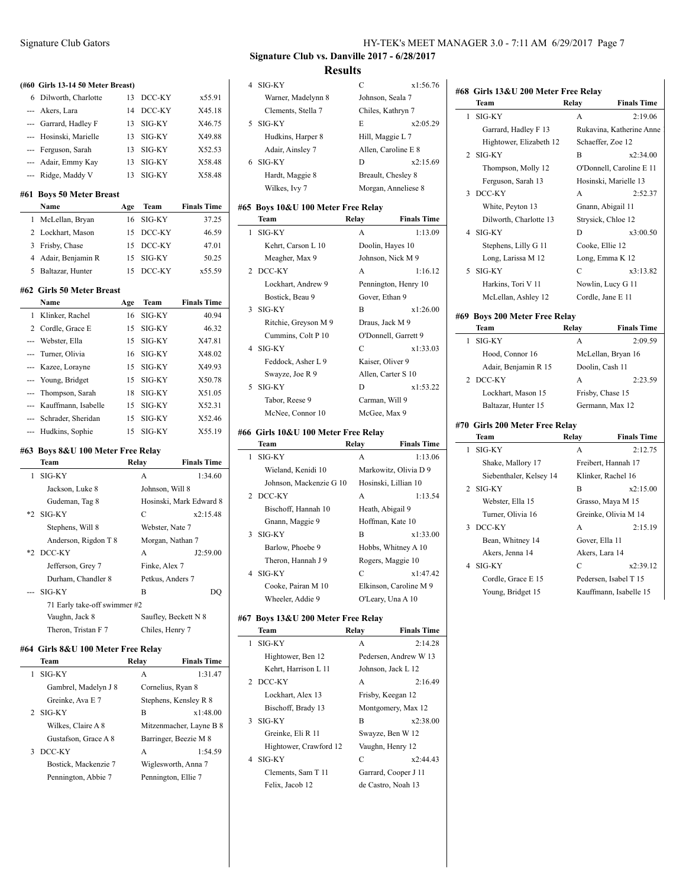## Signature Club vs. Danville 2017 - 6/28/2017

## Results

### (#60 Girls 13-14 50 Meter Breast)

| | Name | Age | Team | Finals Time |
|---|---|---|---|---|
| 6 | Dilworth, Charlotte | 13 | DCC-KY | x55.91 |
| --- | Akers, Lara | 14 | DCC-KY | X45.18 |
| --- | Garrard, Hadley F | 13 | SIG-KY | X46.75 |
| --- | Hosinski, Marielle | 13 | SIG-KY | X49.88 |
| --- | Ferguson, Sarah | 13 | SIG-KY | X52.53 |
| --- | Adair, Emmy Kay | 13 | SIG-KY | X58.48 |
| --- | Ridge, Maddy V | 13 | SIG-KY | X58.48 |

### #61 Boys 50 Meter Breast

| | Name | Age | Team | Finals Time |
|---|---|---|---|---|
| 1 | McLellan, Bryan | 16 | SIG-KY | 37.25 |
| 2 | Lockhart, Mason | 15 | DCC-KY | 46.59 |
| 3 | Frisby, Chase | 15 | DCC-KY | 47.01 |
| 4 | Adair, Benjamin R | 15 | SIG-KY | 50.25 |
| 5 | Baltazar, Hunter | 15 | DCC-KY | x55.59 |

### #62 Girls 50 Meter Breast

| | Name | Age | Team | Finals Time |
|---|---|---|---|---|
| 1 | Klinker, Rachel | 16 | SIG-KY | 40.94 |
| 2 | Cordle, Grace E | 15 | SIG-KY | 46.32 |
| --- | Webster, Ella | 15 | SIG-KY | X47.81 |
| --- | Turner, Olivia | 16 | SIG-KY | X48.02 |
| --- | Kazee, Lorayne | 15 | SIG-KY | X49.93 |
| --- | Young, Bridget | 15 | SIG-KY | X50.78 |
| --- | Thompson, Sarah | 18 | SIG-KY | X51.05 |
| --- | Kauffmann, Isabelle | 15 | SIG-KY | X52.31 |
| --- | Schrader, Sheridan | 15 | SIG-KY | X52.46 |
| --- | Hudkins, Sophie | 15 | SIG-KY | X55.19 |

### #63 Boys 8&U 100 Meter Free Relay

| | Team | Relay | Finals Time |
|---|---|---|---|
| 1 | SIG-KY | A | 1:34.60 |
| | Jackson, Luke 8 | Johnson, Will 8 | |
| | Gudeman, Tag 8 | Hosinski, Mark Edward 8 | |
| *2 | SIG-KY | C | x2:15.48 |
| | Stephens, Will 8 | Webster, Nate 7 | |
| | Anderson, Rigdon T 8 | Morgan, Nathan 7 | |
| *2 | DCC-KY | A | J2:59.00 |
| | Jefferson, Grey 7 | Finke, Alex 7 | |
| | Durham, Chandler 8 | Petkus, Anders 7 | |
| --- | SIG-KY | B | DQ |
| | 71 Early take-off swimmer #2 | | |
| | Vaughn, Jack 8 | Saufley, Beckett N 8 | |
| | Theron, Tristan F 7 | Chiles, Henry 7 | |

### #64 Girls 8&U 100 Meter Free Relay

| | Team | Relay | Finals Time |
|---|---|---|---|
| 1 | SIG-KY | A | 1:31.47 |
| | Gambrel, Madelyn J 8 | Cornelius, Ryan 8 | |
| | Greinke, Ava E 7 | Stephens, Kensley R 8 | |
| 2 | SIG-KY | B | x1:48.00 |
| | Wilkes, Claire A 8 | Mitzenmacher, Layne B 8 | |
| | Gustafson, Grace A 8 | Barringer, Beezie M 8 | |
| 3 | DCC-KY | A | 1:54.59 |
| | Bostick, Mackenzie 7 | Wiglesworth, Anna 7 | |
| | Pennington, Abbie 7 | Pennington, Ellie 7 | |
| 4 | SIG-KY | C | x1:56.76 |
| | Warner, Madelynn 8 | Johnson, Seala 7 | |
| | Clements, Stella 7 | Chiles, Kathryn 7 | |
| 5 | SIG-KY | E | x2:05.29 |
| | Hudkins, Harper 8 | Hill, Maggie L 7 | |
| | Adair, Ainsley 7 | Allen, Caroline E 8 | |
| 6 | SIG-KY | D | x2:15.69 |
| | Hardt, Maggie 8 | Breault, Chesley 8 | |
| | Wilkes, Ivy 7 | Morgan, Anneliese 8 | |

### #65 Boys 10&U 100 Meter Free Relay

| | Team | Relay | Finals Time |
|---|---|---|---|
| 1 | SIG-KY | A | 1:13.09 |
| | Kehrt, Carson L 10 | Doolin, Hayes 10 | |
| | Meagher, Max 9 | Johnson, Nick M 9 | |
| 2 | DCC-KY | A | 1:16.12 |
| | Lockhart, Andrew 9 | Pennington, Henry 10 | |
| | Bostick, Beau 9 | Gover, Ethan 9 | |
| 3 | SIG-KY | B | x1:26.00 |
| | Ritchie, Greyson M 9 | Draus, Jack M 9 | |
| | Cummins, Colt P 10 | O'Donnell, Garrett 9 | |
| 4 | SIG-KY | C | x1:33.03 |
| | Feddock, Asher L 9 | Kaiser, Oliver 9 | |
| | Swayze, Joe R 9 | Allen, Carter S 10 | |
| 5 | SIG-KY | D | x1:53.22 |
| | Tabor, Reese 9 | Carman, Will 9 | |
| | McNee, Connor 10 | McGee, Max 9 | |

### #66 Girls 10&U 100 Meter Free Relay

| | Team | Relay | Finals Time |
|---|---|---|---|
| 1 | SIG-KY | A | 1:13.06 |
| | Wieland, Kenidi 10 | Markowitz, Olivia D 9 | |
| | Johnson, Mackenzie G 10 | Hosinski, Lillian 10 | |
| 2 | DCC-KY | A | 1:13.54 |
| | Bischoff, Hannah 10 | Heath, Abigail 9 | |
| | Gnann, Maggie 9 | Hoffman, Kate 10 | |
| 3 | SIG-KY | B | x1:33.00 |
| | Barlow, Phoebe 9 | Hobbs, Whitney A 10 | |
| | Theron, Hannah J 9 | Rogers, Maggie 10 | |
| 4 | SIG-KY | C | x1:47.42 |
| | Cooke, Pairan M 10 | Elkinson, Caroline M 9 | |
| | Wheeler, Addie 9 | O'Leary, Una A 10 | |

### #67 Boys 13&U 200 Meter Free Relay

| | Team | Relay | Finals Time |
|---|---|---|---|
| 1 | SIG-KY | A | 2:14.28 |
| | Hightower, Ben 12 | Pedersen, Andrew W 13 | |
| | Kehrt, Harrison L 11 | Johnson, Jack L 12 | |
| 2 | DCC-KY | A | 2:16.49 |
| | Lockhart, Alex 13 | Frisby, Keegan 12 | |
| | Bischoff, Brady 13 | Montgomery, Max 12 | |
| 3 | SIG-KY | B | x2:38.00 |
| | Greinke, Eli R 11 | Swayze, Ben W 12 | |
| | Hightower, Crawford 12 | Vaughn, Henry 12 | |
| 4 | SIG-KY | C | x2:44.43 |
| | Clements, Sam T 11 | Garrard, Cooper J 11 | |
| | Felix, Jacob 12 | de Castro, Noah 13 | |

### #68 Girls 13&U 200 Meter Free Relay

| | Team | Relay | Finals Time |
|---|---|---|---|
| 1 | SIG-KY | A | 2:19.06 |
| | Garrard, Hadley F 13 | Rukavina, Katherine Anne | |
| | Hightower, Elizabeth 12 | Schaeffer, Zoe 12 | |
| 2 | SIG-KY | B | x2:34.00 |
| | Thompson, Molly 12 | O'Donnell, Caroline E 11 | |
| | Ferguson, Sarah 13 | Hosinski, Marielle 13 | |
| 3 | DCC-KY | A | 2:52.37 |
| | White, Peyton 13 | Gnann, Abigail 11 | |
| | Dilworth, Charlotte 13 | Strysick, Chloe 12 | |
| 4 | SIG-KY | D | x3:00.50 |
| | Stephens, Lilly G 11 | Cooke, Ellie 12 | |
| | Long, Larissa M 12 | Long, Emma K 12 | |
| 5 | SIG-KY | C | x3:13.82 |
| | Harkins, Tori V 11 | Nowlin, Lucy G 11 | |
| | McLellan, Ashley 12 | Cordle, Jane E 11 | |

### #69 Boys 200 Meter Free Relay

| | Team | Relay | Finals Time |
|---|---|---|---|
| 1 | SIG-KY | A | 2:09.59 |
| | Hood, Connor 16 | McLellan, Bryan 16 | |
| | Adair, Benjamin R 15 | Doolin, Cash 11 | |
| 2 | DCC-KY | A | 2:23.59 |
| | Lockhart, Mason 15 | Frisby, Chase 15 | |
| | Baltazar, Hunter 15 | Germann, Max 12 | |

### #70 Girls 200 Meter Free Relay

| | Team | Relay | Finals Time |
|---|---|---|---|
| 1 | SIG-KY | A | 2:12.75 |
| | Shake, Mallory 17 | Freibert, Hannah 17 | |
| | Siebenthaler, Kelsey 14 | Klinker, Rachel 16 | |
| 2 | SIG-KY | B | x2:15.00 |
| | Webster, Ella 15 | Grasso, Maya M 15 | |
| | Turner, Olivia 16 | Greinke, Olivia M 14 | |
| 3 | DCC-KY | A | 2:15.19 |
| | Bean, Whitney 14 | Gover, Ella 11 | |
| | Akers, Jenna 14 | Akers, Lara 14 | |
| 4 | SIG-KY | C | x2:39.12 |
| | Cordle, Grace E 15 | Pedersen, Isabel T 15 | |
| | Young, Bridget 15 | Kauffmann, Isabelle 15 | |